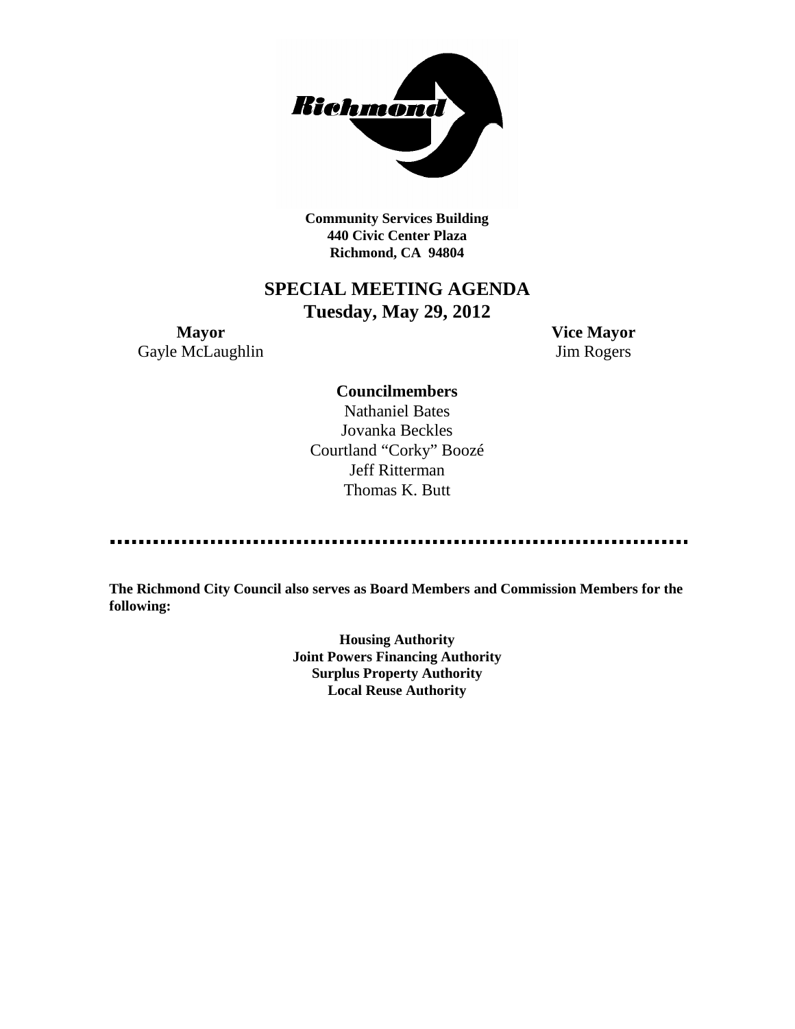**Community Services Building**
**440 Civic Center Plaza**
**Richmond, CA 94804**

# SPECIAL MEETING AGENDA

## Tuesday, May 29, 2012

**Mayor**
Gayle McLaughlin

**Vice Mayor**
Jim Rogers

**Councilmembers**

Nathaniel Bates
Jovanka Beckles
Courtland "Corky" Boozé
Jeff Ritterman
Thomas K. Butt

---

**The Richmond City Council also serves as Board Members and Commission Members for the following:**

**Housing Authority**
**Joint Powers Financing Authority**
**Surplus Property Authority**
**Local Reuse Authority**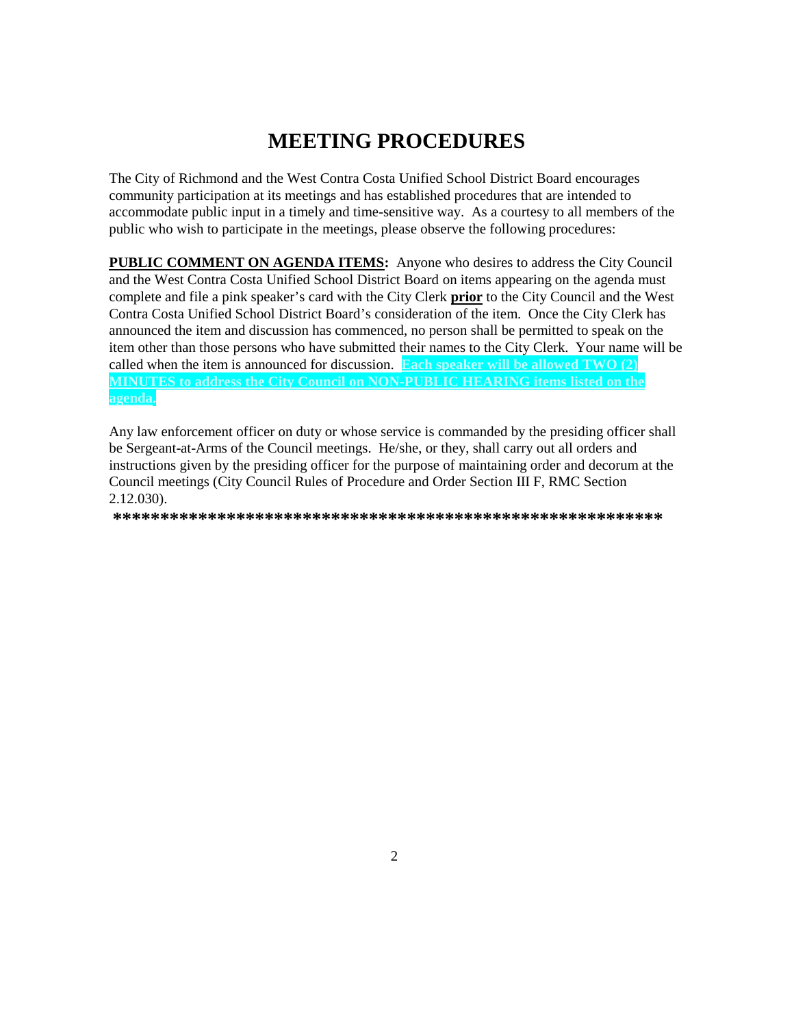# MEETING PROCEDURES

The City of Richmond and the West Contra Costa Unified School District Board encourages community participation at its meetings and has established procedures that are intended to accommodate public input in a timely and time-sensitive way. As a courtesy to all members of the public who wish to participate in the meetings, please observe the following procedures:

**PUBLIC COMMENT ON AGENDA ITEMS:** Anyone who desires to address the City Council and the West Contra Costa Unified School District Board on items appearing on the agenda must complete and file a pink speaker's card with the City Clerk **prior** to the City Council and the West Contra Costa Unified School District Board's consideration of the item. Once the City Clerk has announced the item and discussion has commenced, no person shall be permitted to speak on the item other than those persons who have submitted their names to the City Clerk. Your name will be called when the item is announced for discussion. **Each speaker will be allowed TWO (2) MINUTES to address the City Council on NON-PUBLIC HEARING items listed on the agenda.**

Any law enforcement officer on duty or whose service is commanded by the presiding officer shall be Sergeant-at-Arms of the Council meetings. He/she, or they, shall carry out all orders and instructions given by the presiding officer for the purpose of maintaining order and decorum at the Council meetings (City Council Rules of Procedure and Order Section III F, RMC Section 2.12.030).

**************************************************************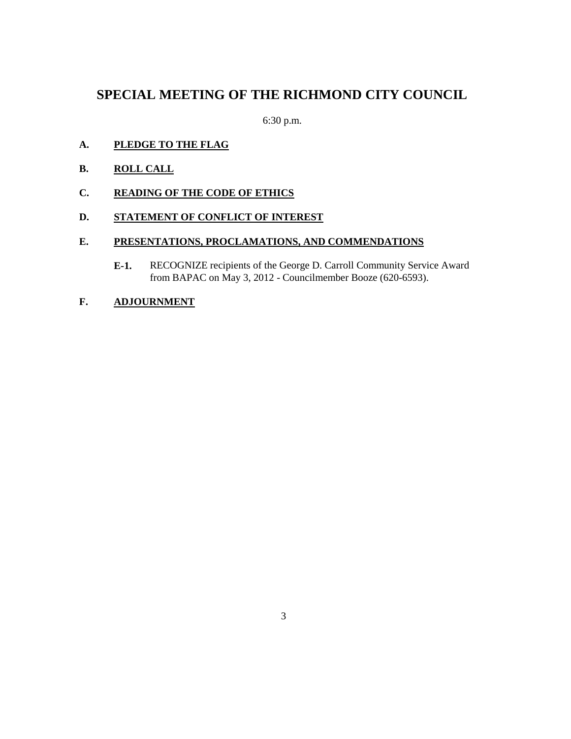# SPECIAL MEETING OF THE RICHMOND CITY COUNCIL

6:30 p.m.

**A. <u>PLEDGE TO THE FLAG</u>**

**B. <u>ROLL CALL</u>**

**C. <u>READING OF THE CODE OF ETHICS</u>**

**D. <u>STATEMENT OF CONFLICT OF INTEREST</u>**

**E. <u>PRESENTATIONS, PROCLAMATIONS, AND COMMENDATIONS</u>**

**E-1.** RECOGNIZE recipients of the George D. Carroll Community Service Award from BAPAC on May 3, 2012 - Councilmember Booze (620-6593).

**F. <u>ADJOURNMENT</u>**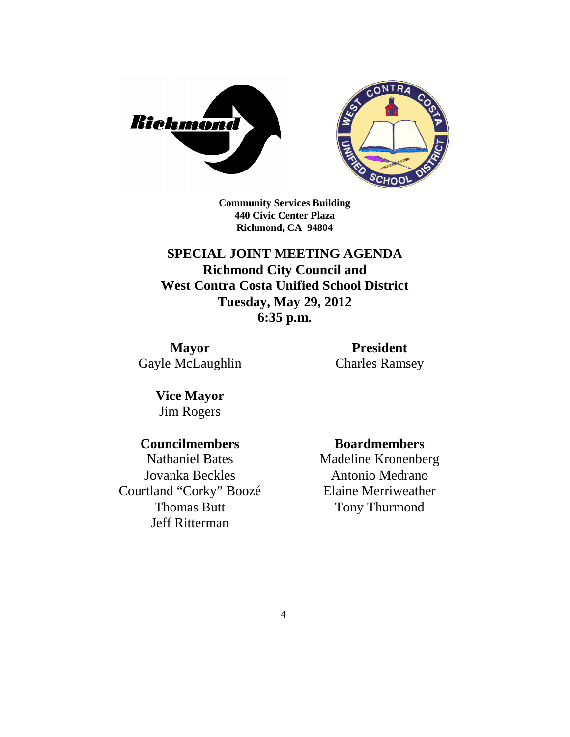Community Services Building
440 Civic Center Plaza
Richmond, CA 94804

# SPECIAL JOINT MEETING AGENDA
## Richmond City Council and
## West Contra Costa Unified School District
## Tuesday, May 29, 2012
## 6:35 p.m.

**Mayor**
Gayle McLaughlin

**Vice Mayor**
Jim Rogers

**Councilmembers**
Nathaniel Bates
Jovanka Beckles
Courtland "Corky" Boozé
Thomas Butt
Jeff Ritterman

**President**
Charles Ramsey

**Boardmembers**
Madeline Kronenberg
Antonio Medrano
Elaine Merriweather
Tony Thurmond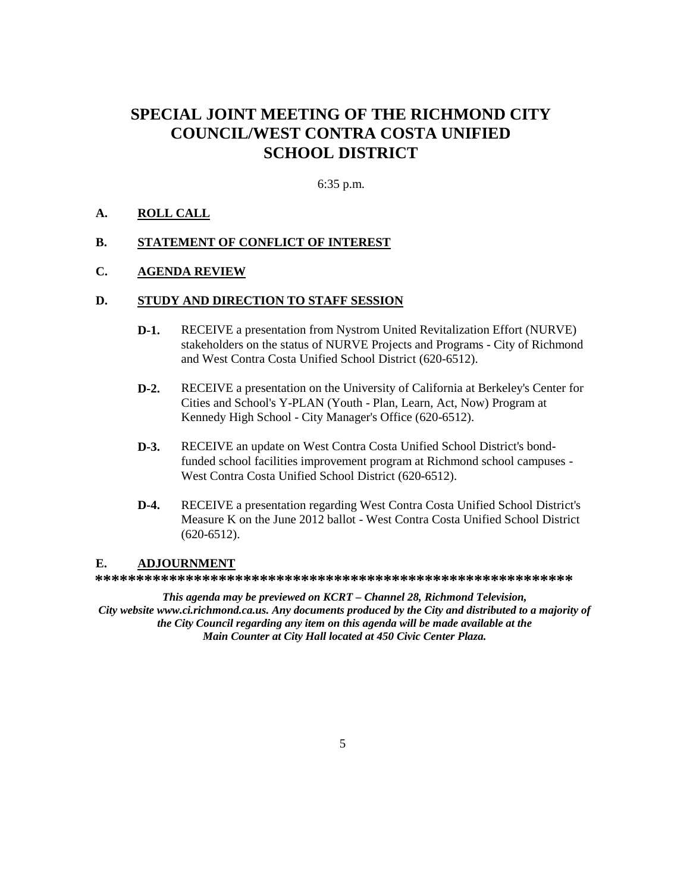# SPECIAL JOINT MEETING OF THE RICHMOND CITY COUNCIL/WEST CONTRA COSTA UNIFIED SCHOOL DISTRICT

6:35 p.m.

**A. ROLL CALL**

**B. STATEMENT OF CONFLICT OF INTEREST**

**C. AGENDA REVIEW**

**D. STUDY AND DIRECTION TO STAFF SESSION**

**D-1.** RECEIVE a presentation from Nystrom United Revitalization Effort (NURVE) stakeholders on the status of NURVE Projects and Programs - City of Richmond and West Contra Costa Unified School District (620-6512).

**D-2.** RECEIVE a presentation on the University of California at Berkeley's Center for Cities and School's Y-PLAN (Youth - Plan, Learn, Act, Now) Program at Kennedy High School - City Manager's Office (620-6512).

**D-3.** RECEIVE an update on West Contra Costa Unified School District's bond-funded school facilities improvement program at Richmond school campuses - West Contra Costa Unified School District (620-6512).

**D-4.** RECEIVE a presentation regarding West Contra Costa Unified School District's Measure K on the June 2012 ballot - West Contra Costa Unified School District (620-6512).

**E. ADJOURNMENT**

*************************************************************

***This agenda may be previewed on KCRT – Channel 28, Richmond Television, City website www.ci.richmond.ca.us. Any documents produced by the City and distributed to a majority of the City Council regarding any item on this agenda will be made available at the Main Counter at City Hall located at 450 Civic Center Plaza.***